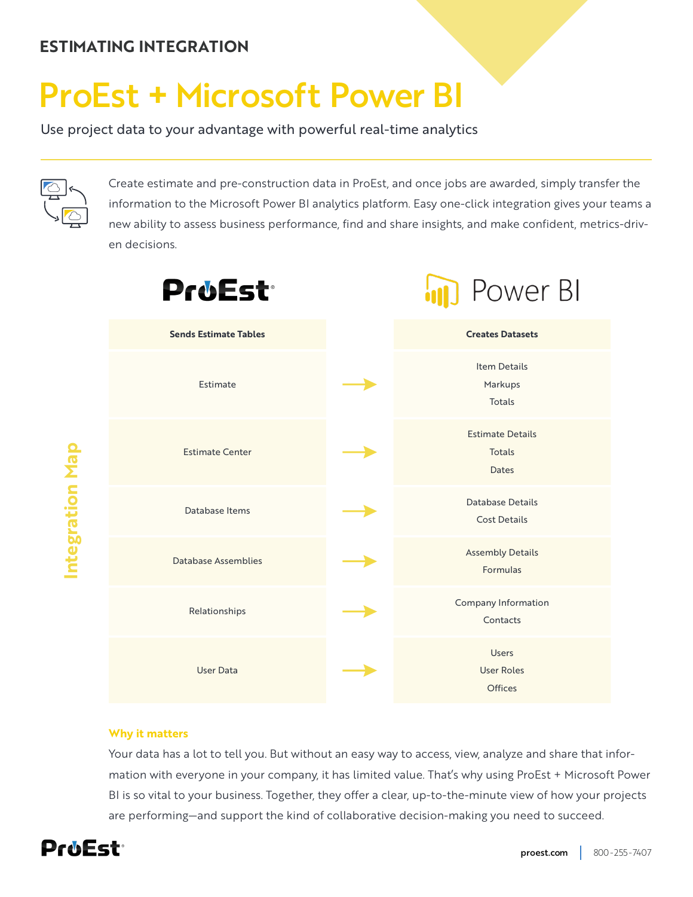## ESTIMATING INTEGRATION

# ProEst + Microsoft Power BI

Use project data to your advantage with powerful real-time analytics

Create estimate and pre-construction data in ProEst, and once jobs are awarded, simply transfer the information to the Microsoft Power BI analytics platform. Easy one-click integration gives your teams a new ability to assess business performance, find and share insights, and make confident, metrics-driven decisions.

### Integration Map

| ProEst: Sends Estimate Tables | | Power BI: Creates Datasets |
|---|---|---|
| Estimate | → | Item Details<br>Markups<br>Totals |
| Estimate Center | → | Estimate Details<br>Totals<br>Dates |
| Database Items | → | Database Details<br>Cost Details |
| Database Assemblies | → | Assembly Details<br>Formulas |
| Relationships | → | Company Information<br>Contacts |
| User Data | → | Users<br>User Roles<br>Offices |

**Why it matters**

Your data has a lot to tell you. But without an easy way to access, view, analyze and share that information with everyone in your company, it has limited value. That's why using ProEst + Microsoft Power BI is so vital to your business. Together, they offer a clear, up-to-the-minute view of how your projects are performing—and support the kind of collaborative decision-making you need to succeed.

ProEst | proest.com | 800-255-7407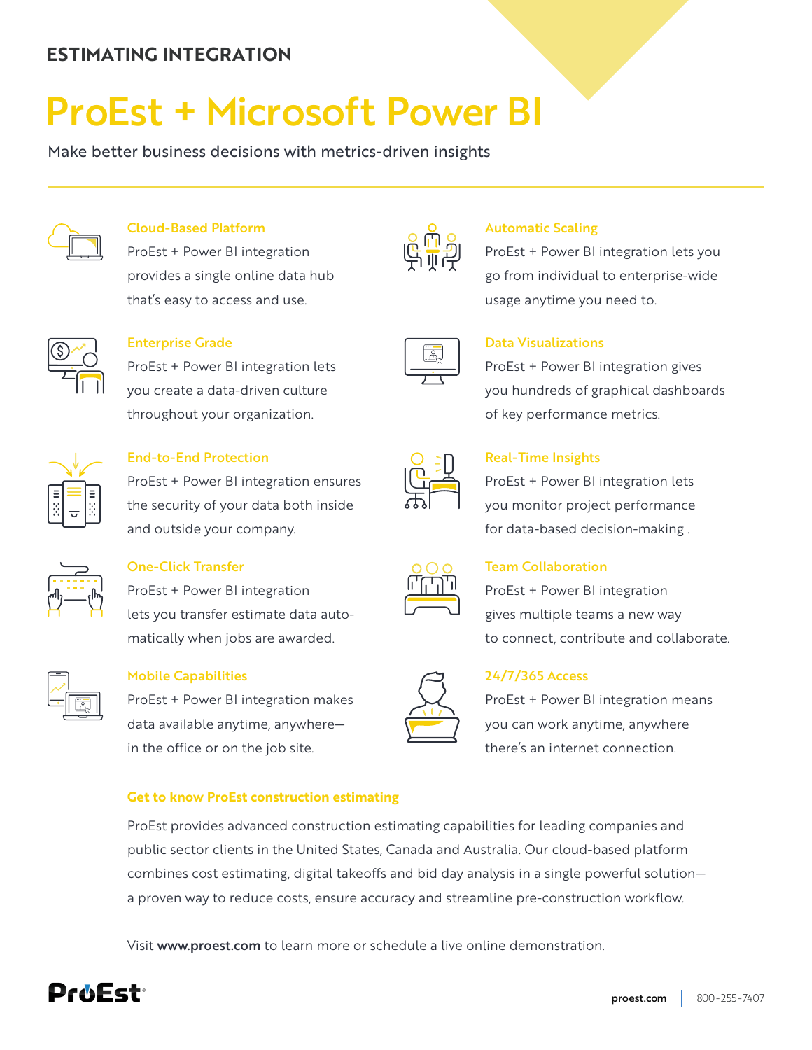ESTIMATING INTEGRATION

# ProEst + Microsoft Power BI

Make better business decisions with metrics-driven insights

### Cloud-Based Platform

ProEst + Power BI integration provides a single online data hub that's easy to access and use.

### Enterprise Grade

ProEst + Power BI integration lets you create a data-driven culture throughout your organization.

### End-to-End Protection

ProEst + Power BI integration ensures the security of your data both inside and outside your company.

### One-Click Transfer

ProEst + Power BI integration lets you transfer estimate data automatically when jobs are awarded.

### Mobile Capabilities

ProEst + Power BI integration makes data available anytime, anywhere—in the office or on the job site.

### Automatic Scaling

ProEst + Power BI integration lets you go from individual to enterprise-wide usage anytime you need to.

### Data Visualizations

ProEst + Power BI integration gives you hundreds of graphical dashboards of key performance metrics.

### Real-Time Insights

ProEst + Power BI integration lets you monitor project performance for data-based decision-making .

### Team Collaboration

ProEst + Power BI integration gives multiple teams a new way to connect, contribute and collaborate.

### 24/7/365 Access

ProEst + Power BI integration means you can work anytime, anywhere there's an internet connection.

### Get to know ProEst construction estimating

ProEst provides advanced construction estimating capabilities for leading companies and public sector clients in the United States, Canada and Australia. Our cloud-based platform combines cost estimating, digital takeoffs and bid day analysis in a single powerful solution—a proven way to reduce costs, ensure accuracy and streamline pre-construction workflow.

Visit **www.proest.com** to learn more or schedule a live online demonstration.

ProEst

**proest.com** | 800-255-7407